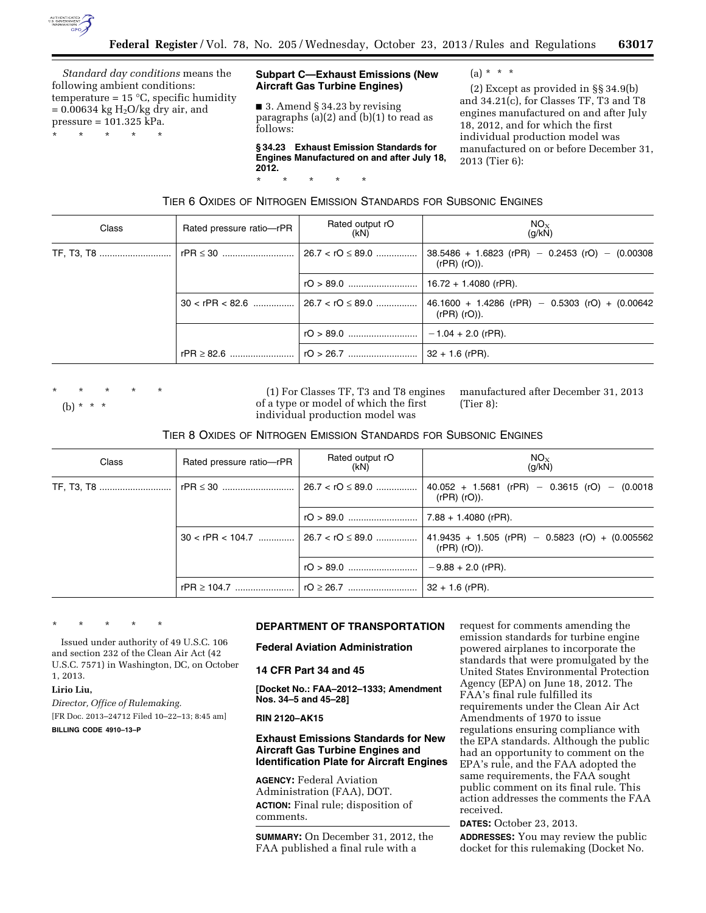*Standard day conditions* means the following ambient conditions: temperature = 15 °C, specific humidity = 0.00634 kg $H_2O$/kg dry air, and pressure = 101.325 kPa.

\* \* \* \* \*

## Subpart C—Exhaust Emissions (New Aircraft Gas Turbine Engines)

■ 3. Amend § 34.23 by revising paragraphs (a)(2) and (b)(1) to read as follows:

**§ 34.23 Exhaust Emission Standards for Engines Manufactured on and after July 18, 2012.**

\* \* \* \* \*

(a) \* \* \*

(2) Except as provided in §§ 34.9(b) and 34.21(c), for Classes TF, T3 and T8 engines manufactured on and after July 18, 2012, and for which the first individual production model was manufactured on or before December 31, 2013 (Tier 6):

TIER 6 OXIDES OF NITROGEN EMISSION STANDARDS FOR SUBSONIC ENGINES

| Class | Rated pressure ratio—rPR | Rated output rO (kN) | $NO_X$ (g/kN) |
|---|---|---|---|
| TF, T3, T8 | rPR ≤ 30 | 26.7 < rO ≤ 89.0 | 38.5486 + 1.6823 (rPR) − 0.2453 (rO) − (0.00308 (rPR) (rO)). |
| | | rO > 89.0 | 16.72 + 1.4080 (rPR). |
| | 30 < rPR < 82.6 | 26.7 < rO ≤ 89.0 | 46.1600 + 1.4286 (rPR) − 0.5303 (rO) + (0.00642 (rPR) (rO)). |
| | | rO > 89.0 | −1.04 + 2.0 (rPR). |
| | rPR ≥ 82.6 | rO > 26.7 | 32 + 1.6 (rPR). |

\* \* \* \* \*

(b) \* \* \*

(1) For Classes TF, T3 and T8 engines of a type or model of which the first individual production model was manufactured after December 31, 2013 (Tier 8):

TIER 8 OXIDES OF NITROGEN EMISSION STANDARDS FOR SUBSONIC ENGINES

| Class | Rated pressure ratio—rPR | Rated output rO (kN) | $NO_X$ (g/kN) |
|---|---|---|---|
| TF, T3, T8 | rPR ≤ 30 | 26.7 < rO ≤ 89.0 | 40.052 + 1.5681 (rPR) − 0.3615 (rO) − (0.0018 (rPR) (rO)). |
| | | rO > 89.0 | 7.88 + 1.4080 (rPR). |
| | 30 < rPR < 104.7 | 26.7 < rO ≤ 89.0 | 41.9435 + 1.505 (rPR) − 0.5823 (rO) + (0.005562 (rPR) (rO)). |
| | | rO > 89.0 | −9.88 + 2.0 (rPR). |
| | rPR ≥ 104.7 | rO ≥ 26.7 | 32 + 1.6 (rPR). |

\* \* \* \* \*

Issued under authority of 49 U.S.C. 106 and section 232 of the Clean Air Act (42 U.S.C. 7571) in Washington, DC, on October 1, 2013.

**Lirio Liu,**

*Director, Office of Rulemaking.*

[FR Doc. 2013–24712 Filed 10–22–13; 8:45 am]

**BILLING CODE 4910–13–P**

## DEPARTMENT OF TRANSPORTATION

## Federal Aviation Administration

## 14 CFR Part 34 and 45

**[Docket No.: FAA–2012–1333; Amendment Nos. 34–5 and 45–28]**

**RIN 2120–AK15**

## Exhaust Emissions Standards for New Aircraft Gas Turbine Engines and Identification Plate for Aircraft Engines

**AGENCY:** Federal Aviation Administration (FAA), DOT.

**ACTION:** Final rule; disposition of comments.

**SUMMARY:** On December 31, 2012, the FAA published a final rule with a request for comments amending the emission standards for turbine engine powered airplanes to incorporate the standards that were promulgated by the United States Environmental Protection Agency (EPA) on June 18, 2012. The FAA's final rule fulfilled its requirements under the Clean Air Act Amendments of 1970 to issue regulations ensuring compliance with the EPA standards. Although the public had an opportunity to comment on the EPA's rule, and the FAA adopted the same requirements, the FAA sought public comment on its final rule. This action addresses the comments the FAA received.

**DATES:** October 23, 2013.

**ADDRESSES:** You may review the public docket for this rulemaking (Docket No.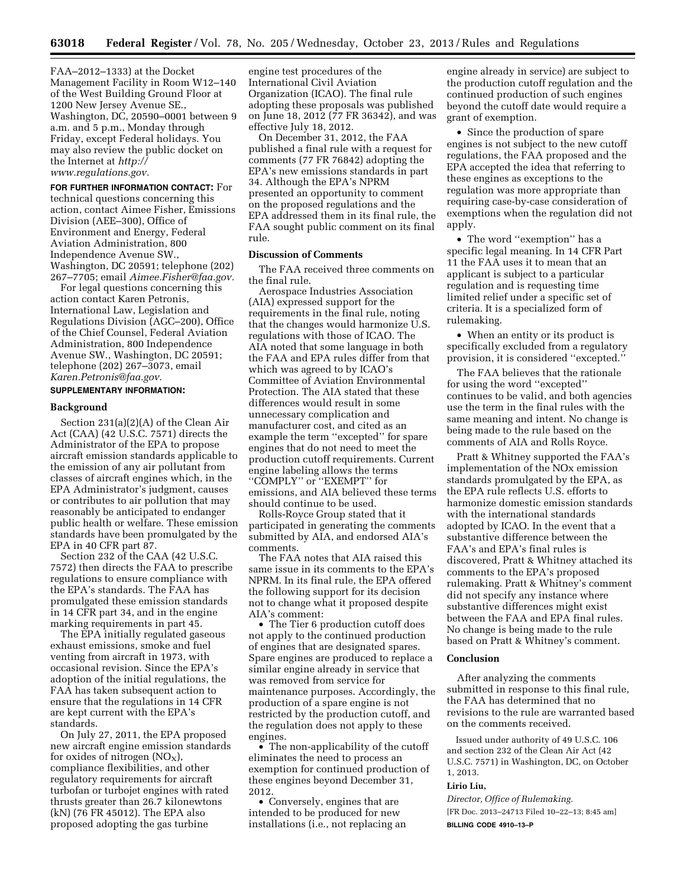FAA–2012–1333) at the Docket Management Facility in Room W12–140 of the West Building Ground Floor at 1200 New Jersey Avenue SE., Washington, DC, 20590–0001 between 9 a.m. and 5 p.m., Monday through Friday, except Federal holidays. You may also review the public docket on the Internet at *http://www.regulations.gov.*

**FOR FURTHER INFORMATION CONTACT:** For technical questions concerning this action, contact Aimee Fisher, Emissions Division (AEE–300), Office of Environment and Energy, Federal Aviation Administration, 800 Independence Avenue SW., Washington, DC 20591; telephone (202) 267–7705; email *Aimee.Fisher@faa.gov.*

For legal questions concerning this action contact Karen Petronis, International Law, Legislation and Regulations Division (AGC–200), Office of the Chief Counsel, Federal Aviation Administration, 800 Independence Avenue SW., Washington, DC 20591; telephone (202) 267–3073, email *Karen.Petronis@faa.gov.*

**SUPPLEMENTARY INFORMATION:**

## Background

Section 231(a)(2)(A) of the Clean Air Act (CAA) (42 U.S.C. 7571) directs the Administrator of the EPA to propose aircraft emission standards applicable to the emission of any air pollutant from classes of aircraft engines which, in the EPA Administrator's judgment, causes or contributes to air pollution that may reasonably be anticipated to endanger public health or welfare. These emission standards have been promulgated by the EPA in 40 CFR part 87.

Section 232 of the CAA (42 U.S.C. 7572) then directs the FAA to prescribe regulations to ensure compliance with the EPA's standards. The FAA has promulgated these emission standards in 14 CFR part 34, and in the engine marking requirements in part 45.

The EPA initially regulated gaseous exhaust emissions, smoke and fuel venting from aircraft in 1973, with occasional revision. Since the EPA's adoption of the initial regulations, the FAA has taken subsequent action to ensure that the regulations in 14 CFR are kept current with the EPA's standards.

On July 27, 2011, the EPA proposed new aircraft engine emission standards for oxides of nitrogen ($NO_X$), compliance flexibilities, and other regulatory requirements for aircraft turbofan or turbojet engines with rated thrusts greater than 26.7 kilonewtons (kN) (76 FR 45012). The EPA also proposed adopting the gas turbine engine test procedures of the International Civil Aviation Organization (ICAO). The final rule adopting these proposals was published on June 18, 2012 (77 FR 36342), and was effective July 18, 2012.

On December 31, 2012, the FAA published a final rule with a request for comments (77 FR 76842) adopting the EPA's new emissions standards in part 34. Although the EPA's NPRM presented an opportunity to comment on the proposed regulations and the EPA addressed them in its final rule, the FAA sought public comment on its final rule.

## Discussion of Comments

The FAA received three comments on the final rule.

Aerospace Industries Association (AIA) expressed support for the requirements in the final rule, noting that the changes would harmonize U.S. regulations with those of ICAO. The AIA noted that some language in both the FAA and EPA rules differ from that which was agreed to by ICAO's Committee of Aviation Environmental Protection. The AIA stated that these differences would result in some unnecessary complication and manufacturer cost, and cited as an example the term "excepted" for spare engines that do not need to meet the production cutoff requirements. Current engine labeling allows the terms "COMPLY" or "EXEMPT" for emissions, and AIA believed these terms should continue to be used.

Rolls-Royce Group stated that it participated in generating the comments submitted by AIA, and endorsed AIA's comments.

The FAA notes that AIA raised this same issue in its comments to the EPA's NPRM. In its final rule, the EPA offered the following support for its decision not to change what it proposed despite AIA's comment:

- The Tier 6 production cutoff does not apply to the continued production of engines that are designated spares. Spare engines are produced to replace a similar engine already in service that was removed from service for maintenance purposes. Accordingly, the production of a spare engine is not restricted by the production cutoff, and the regulation does not apply to these engines.
- The non-applicability of the cutoff eliminates the need to process an exemption for continued production of these engines beyond December 31, 2012.
- Conversely, engines that are intended to be produced for new installations (i.e., not replacing an engine already in service) are subject to the production cutoff regulation and the continued production of such engines beyond the cutoff date would require a grant of exemption.
- Since the production of spare engines is not subject to the new cutoff regulations, the FAA proposed and the EPA accepted the idea that referring to these engines as exceptions to the regulation was more appropriate than requiring case-by-case consideration of exemptions when the regulation did not apply.
- The word "exemption" has a specific legal meaning. In 14 CFR Part 11 the FAA uses it to mean that an applicant is subject to a particular regulation and is requesting time limited relief under a specific set of criteria. It is a specialized form of rulemaking.
- When an entity or its product is specifically excluded from a regulatory provision, it is considered "excepted."

The FAA believes that the rationale for using the word "excepted" continues to be valid, and both agencies use the term in the final rules with the same meaning and intent. No change is being made to the rule based on the comments of AIA and Rolls Royce.

Pratt & Whitney supported the FAA's implementation of the NOx emission standards promulgated by the EPA, as the EPA rule reflects U.S. efforts to harmonize domestic emission standards with the international standards adopted by ICAO. In the event that a substantive difference between the FAA's and EPA's final rules is discovered, Pratt & Whitney attached its comments to the EPA's proposed rulemaking. Pratt & Whitney's comment did not specify any instance where substantive differences might exist between the FAA and EPA final rules. No change is being made to the rule based on Pratt & Whitney's comment.

## Conclusion

After analyzing the comments submitted in response to this final rule, the FAA has determined that no revisions to the rule are warranted based on the comments received.

Issued under authority of 49 U.S.C. 106 and section 232 of the Clean Air Act (42 U.S.C. 7571) in Washington, DC, on October 1, 2013.

**Lirio Liu,**

*Director, Office of Rulemaking.*

[FR Doc. 2013–24713 Filed 10–22–13; 8:45 am]

**BILLING CODE 4910–13–P**